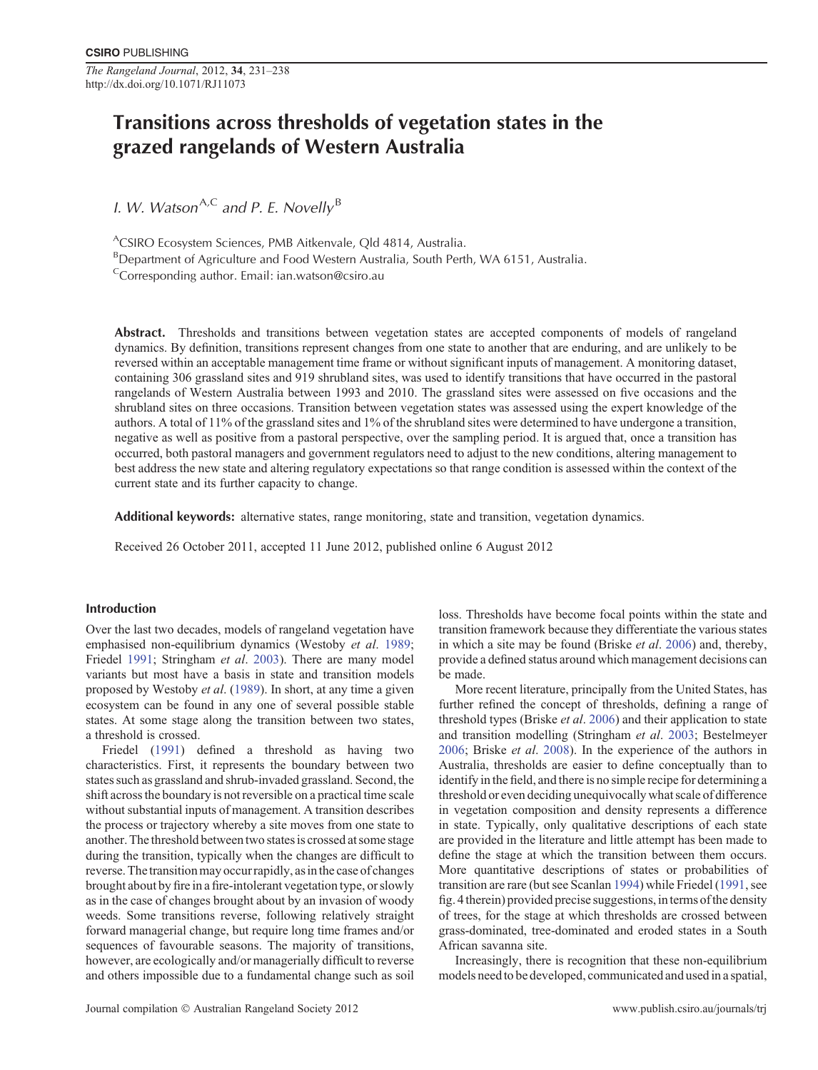# Transitions across thresholds of vegetation states in the grazed rangelands of Western Australia

*I. W. Watson*[A,C] *and P. E. Novelly*[B]

[A]CSIRO Ecosystem Sciences, PMB Aitkenvale, Qld 4814, Australia.

[B]Department of Agriculture and Food Western Australia, South Perth, WA 6151, Australia.

[C]Corresponding author. Email: ian.watson@csiro.au

**Abstract.** Thresholds and transitions between vegetation states are accepted components of models of rangeland dynamics. By definition, transitions represent changes from one state to another that are enduring, and are unlikely to be reversed within an acceptable management time frame or without significant inputs of management. A monitoring dataset, containing 306 grassland sites and 919 shrubland sites, was used to identify transitions that have occurred in the pastoral rangelands of Western Australia between 1993 and 2010. The grassland sites were assessed on five occasions and the shrubland sites on three occasions. Transition between vegetation states was assessed using the expert knowledge of the authors. A total of 11% of the grassland sites and 1% of the shrubland sites were determined to have undergone a transition, negative as well as positive from a pastoral perspective, over the sampling period. It is argued that, once a transition has occurred, both pastoral managers and government regulators need to adjust to the new conditions, altering management to best address the new state and altering regulatory expectations so that range condition is assessed within the context of the current state and its further capacity to change.

**Additional keywords:** alternative states, range monitoring, state and transition, vegetation dynamics.

Received 26 October 2011, accepted 11 June 2012, published online 6 August 2012

## Introduction

Over the last two decades, models of rangeland vegetation have emphasised non-equilibrium dynamics (Westoby *et al*. 1989; Friedel 1991; Stringham *et al*. 2003). There are many model variants but most have a basis in state and transition models proposed by Westoby *et al*. (1989). In short, at any time a given ecosystem can be found in any one of several possible stable states. At some stage along the transition between two states, a threshold is crossed.

Friedel (1991) defined a threshold as having two characteristics. First, it represents the boundary between two states such as grassland and shrub-invaded grassland. Second, the shift across the boundary is not reversible on a practical time scale without substantial inputs of management. A transition describes the process or trajectory whereby a site moves from one state to another. The threshold between two states is crossed at some stage during the transition, typically when the changes are difficult to reverse. The transition may occur rapidly, as in the case of changes brought about by fire in a fire-intolerant vegetation type, or slowly as in the case of changes brought about by an invasion of woody weeds. Some transitions reverse, following relatively straight forward managerial change, but require long time frames and/or sequences of favourable seasons. The majority of transitions, however, are ecologically and/or managerially difficult to reverse and others impossible due to a fundamental change such as soil loss. Thresholds have become focal points within the state and transition framework because they differentiate the various states in which a site may be found (Briske *et al*. 2006) and, thereby, provide a defined status around which management decisions can be made.

More recent literature, principally from the United States, has further refined the concept of thresholds, defining a range of threshold types (Briske *et al*. 2006) and their application to state and transition modelling (Stringham *et al*. 2003; Bestelmeyer 2006; Briske *et al*. 2008). In the experience of the authors in Australia, thresholds are easier to define conceptually than to identify in the field, and there is no simple recipe for determining a threshold or even deciding unequivocally what scale of difference in vegetation composition and density represents a difference in state. Typically, only qualitative descriptions of each state are provided in the literature and little attempt has been made to define the stage at which the transition between them occurs. More quantitative descriptions of states or probabilities of transition are rare (but see Scanlan 1994) while Friedel (1991, see fig. 4 therein) provided precise suggestions, in terms of the density of trees, for the stage at which thresholds are crossed between grass-dominated, tree-dominated and eroded states in a South African savanna site.

Increasingly, there is recognition that these non-equilibrium models need to be developed, communicated and used in a spatial,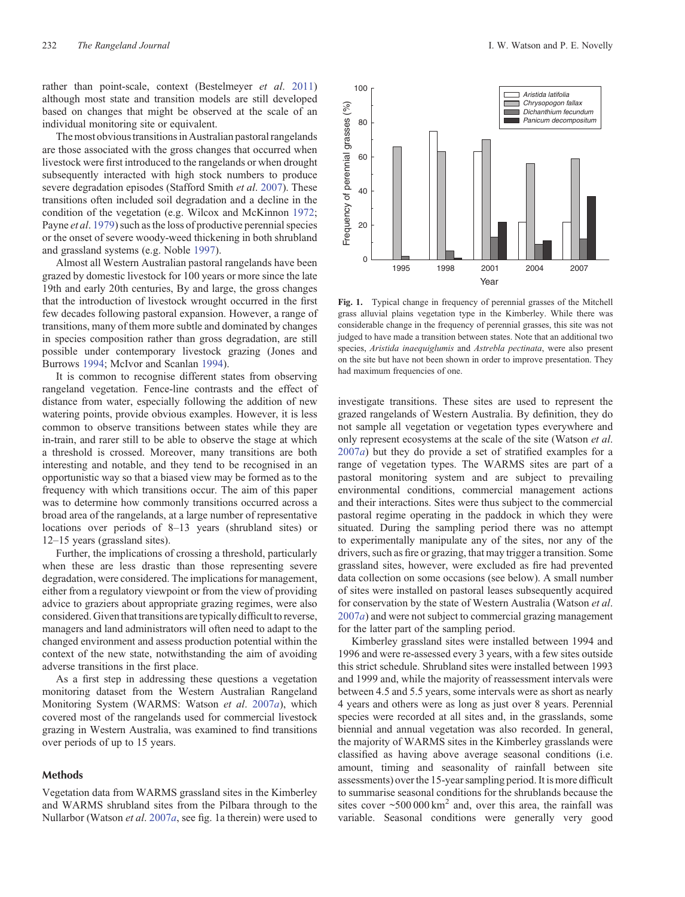rather than point-scale, context (Bestelmeyer *et al*. 2011) although most state and transition models are still developed based on changes that might be observed at the scale of an individual monitoring site or equivalent.

The most obvious transitions in Australian pastoral rangelands are those associated with the gross changes that occurred when livestock were first introduced to the rangelands or when drought subsequently interacted with high stock numbers to produce severe degradation episodes (Stafford Smith *et al*. 2007). These transitions often included soil degradation and a decline in the condition of the vegetation (e.g. Wilcox and McKinnon 1972; Payne *et al*. 1979) such as the loss of productive perennial species or the onset of severe woody-weed thickening in both shrubland and grassland systems (e.g. Noble 1997).

Almost all Western Australian pastoral rangelands have been grazed by domestic livestock for 100 years or more since the late 19th and early 20th centuries, By and large, the gross changes that the introduction of livestock wrought occurred in the first few decades following pastoral expansion. However, a range of transitions, many of them more subtle and dominated by changes in species composition rather than gross degradation, are still possible under contemporary livestock grazing (Jones and Burrows 1994; McIvor and Scanlan 1994).

It is common to recognise different states from observing rangeland vegetation. Fence-line contrasts and the effect of distance from water, especially following the addition of new watering points, provide obvious examples. However, it is less common to observe transitions between states while they are in-train, and rarer still to be able to observe the stage at which a threshold is crossed. Moreover, many transitions are both interesting and notable, and they tend to be recognised in an opportunistic way so that a biased view may be formed as to the frequency with which transitions occur. The aim of this paper was to determine how commonly transitions occurred across a broad area of the rangelands, at a large number of representative locations over periods of 8–13 years (shrubland sites) or 12–15 years (grassland sites).

Further, the implications of crossing a threshold, particularly when these are less drastic than those representing severe degradation, were considered. The implications for management, either from a regulatory viewpoint or from the view of providing advice to graziers about appropriate grazing regimes, were also considered. Given that transitions are typically difficult to reverse, managers and land administrators will often need to adapt to the changed environment and assess production potential within the context of the new state, notwithstanding the aim of avoiding adverse transitions in the first place.

As a first step in addressing these questions a vegetation monitoring dataset from the Western Australian Rangeland Monitoring System (WARMS: Watson *et al*. 2007*a*), which covered most of the rangelands used for commercial livestock grazing in Western Australia, was examined to find transitions over periods of up to 15 years.

## Methods

Vegetation data from WARMS grassland sites in the Kimberley and WARMS shrubland sites from the Pilbara through to the Nullarbor (Watson *et al*. 2007*a*, see fig. 1a therein) were used to investigate transitions. These sites are used to represent the grazed rangelands of Western Australia. By definition, they do not sample all vegetation or vegetation types everywhere and only represent ecosystems at the scale of the site (Watson *et al*. 2007*a*) but they do provide a set of stratified examples for a range of vegetation types. The WARMS sites are part of a pastoral monitoring system and are subject to prevailing environmental conditions, commercial management actions and their interactions. Sites were thus subject to the commercial pastoral regime operating in the paddock in which they were situated. During the sampling period there was no attempt to experimentally manipulate any of the sites, nor any of the drivers, such as fire or grazing, that may trigger a transition. Some grassland sites, however, were excluded as fire had prevented data collection on some occasions (see below). A small number of sites were installed on pastoral leases subsequently acquired for conservation by the state of Western Australia (Watson *et al*. 2007*a*) and were not subject to commercial grazing management for the latter part of the sampling period.

Kimberley grassland sites were installed between 1994 and 1996 and were re-assessed every 3 years, with a few sites outside this strict schedule. Shrubland sites were installed between 1993 and 1999 and, while the majority of reassessment intervals were between 4.5 and 5.5 years, some intervals were as short as nearly 4 years and others were as long as just over 8 years. Perennial species were recorded at all sites and, in the grasslands, some biennial and annual vegetation was also recorded. In general, the majority of WARMS sites in the Kimberley grasslands were classified as having above average seasonal conditions (i.e. amount, timing and seasonality of rainfall between site assessments) over the 15-year sampling period. It is more difficult to summarise seasonal conditions for the shrublands because the sites cover ~500 000 km$^2$ and, over this area, the rainfall was variable. Seasonal conditions were generally very good

**Fig. 1.** Typical change in frequency of perennial grasses of the Mitchell grass alluvial plains vegetation type in the Kimberley. While there was considerable change in the frequency of perennial grasses, this site was not judged to have made a transition between states. Note that an additional two species, *Aristida inaequiglumis* and *Astrebla pectinata*, were also present on the site but have not been shown in order to improve presentation. They had maximum frequencies of one.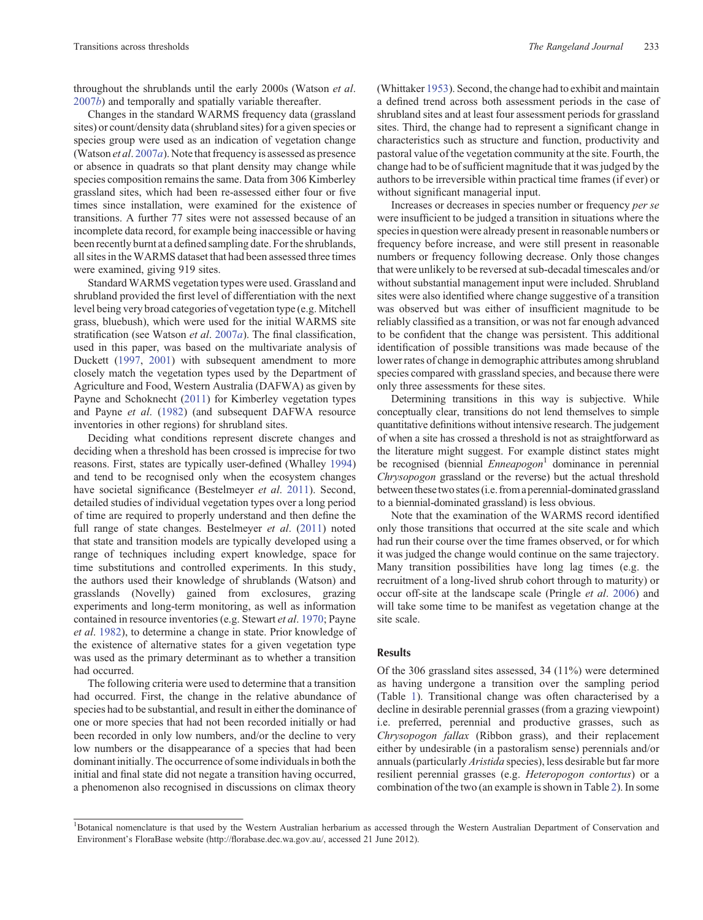throughout the shrublands until the early 2000s (Watson *et al*. 2007*b*) and temporally and spatially variable thereafter.

Changes in the standard WARMS frequency data (grassland sites) or count/density data (shrubland sites) for a given species or species group were used as an indication of vegetation change (Watson *et al*. 2007*a*). Note that frequency is assessed as presence or absence in quadrats so that plant density may change while species composition remains the same. Data from 306 Kimberley grassland sites, which had been re-assessed either four or five times since installation, were examined for the existence of transitions. A further 77 sites were not assessed because of an incomplete data record, for example being inaccessible or having been recently burnt at a defined sampling date. For the shrublands, all sites in the WARMS dataset that had been assessed three times were examined, giving 919 sites.

Standard WARMS vegetation types were used. Grassland and shrubland provided the first level of differentiation with the next level being very broad categories of vegetation type (e.g. Mitchell grass, bluebush), which were used for the initial WARMS site stratification (see Watson *et al*. 2007*a*). The final classification, used in this paper, was based on the multivariate analysis of Duckett (1997, 2001) with subsequent amendment to more closely match the vegetation types used by the Department of Agriculture and Food, Western Australia (DAFWA) as given by Payne and Schoknecht (2011) for Kimberley vegetation types and Payne *et al*. (1982) (and subsequent DAFWA resource inventories in other regions) for shrubland sites.

Deciding what conditions represent discrete changes and deciding when a threshold has been crossed is imprecise for two reasons. First, states are typically user-defined (Whalley 1994) and tend to be recognised only when the ecosystem changes have societal significance (Bestelmeyer *et al*. 2011). Second, detailed studies of individual vegetation types over a long period of time are required to properly understand and then define the full range of state changes. Bestelmeyer *et al*. (2011) noted that state and transition models are typically developed using a range of techniques including expert knowledge, space for time substitutions and controlled experiments. In this study, the authors used their knowledge of shrublands (Watson) and grasslands (Novelly) gained from exclosures, grazing experiments and long-term monitoring, as well as information contained in resource inventories (e.g. Stewart *et al*. 1970; Payne *et al*. 1982), to determine a change in state. Prior knowledge of the existence of alternative states for a given vegetation type was used as the primary determinant as to whether a transition had occurred.

The following criteria were used to determine that a transition had occurred. First, the change in the relative abundance of species had to be substantial, and result in either the dominance of one or more species that had not been recorded initially or had been recorded in only low numbers, and/or the decline to very low numbers or the disappearance of a species that had been dominant initially. The occurrence of some individuals in both the initial and final state did not negate a transition having occurred, a phenomenon also recognised in discussions on climax theory (Whittaker 1953). Second, the change had to exhibit and maintain a defined trend across both assessment periods in the case of shrubland sites and at least four assessment periods for grassland sites. Third, the change had to represent a significant change in characteristics such as structure and function, productivity and pastoral value of the vegetation community at the site. Fourth, the change had to be of sufficient magnitude that it was judged by the authors to be irreversible within practical time frames (if ever) or without significant managerial input.

Increases or decreases in species number or frequency *per se* were insufficient to be judged a transition in situations where the species in question were already present in reasonable numbers or frequency before increase, and were still present in reasonable numbers or frequency following decrease. Only those changes that were unlikely to be reversed at sub-decadal timescales and/or without substantial management input were included. Shrubland sites were also identified where change suggestive of a transition was observed but was either of insufficient magnitude to be reliably classified as a transition, or was not far enough advanced to be confident that the change was persistent. This additional identification of possible transitions was made because of the lower rates of change in demographic attributes among shrubland species compared with grassland species, and because there were only three assessments for these sites.

Determining transitions in this way is subjective. While conceptually clear, transitions do not lend themselves to simple quantitative definitions without intensive research. The judgement of when a site has crossed a threshold is not as straightforward as the literature might suggest. For example distinct states might be recognised (biennial *Enneapogon*[1] dominance in perennial *Chrysopogon* grassland or the reverse) but the actual threshold between these two states (i.e. from a perennial-dominated grassland to a biennial-dominated grassland) is less obvious.

Note that the examination of the WARMS record identified only those transitions that occurred at the site scale and which had run their course over the time frames observed, or for which it was judged the change would continue on the same trajectory. Many transition possibilities have long lag times (e.g. the recruitment of a long-lived shrub cohort through to maturity) or occur off-site at the landscape scale (Pringle *et al*. 2006) and will take some time to be manifest as vegetation change at the site scale.

## Results

Of the 306 grassland sites assessed, 34 (11%) were determined as having undergone a transition over the sampling period (Table 1). Transitional change was often characterised by a decline in desirable perennial grasses (from a grazing viewpoint) i.e. preferred, perennial and productive grasses, such as *Chrysopogon fallax* (Ribbon grass), and their replacement either by undesirable (in a pastoralism sense) perennials and/or annuals (particularly *Aristida* species), less desirable but far more resilient perennial grasses (e.g. *Heteropogon contortus*) or a combination of the two (an example is shown in Table 2). In some

[1]Botanical nomenclature is that used by the Western Australian herbarium as accessed through the Western Australian Department of Conservation and Environment's FloraBase website (http://florabase.dec.wa.gov.au/, accessed 21 June 2012).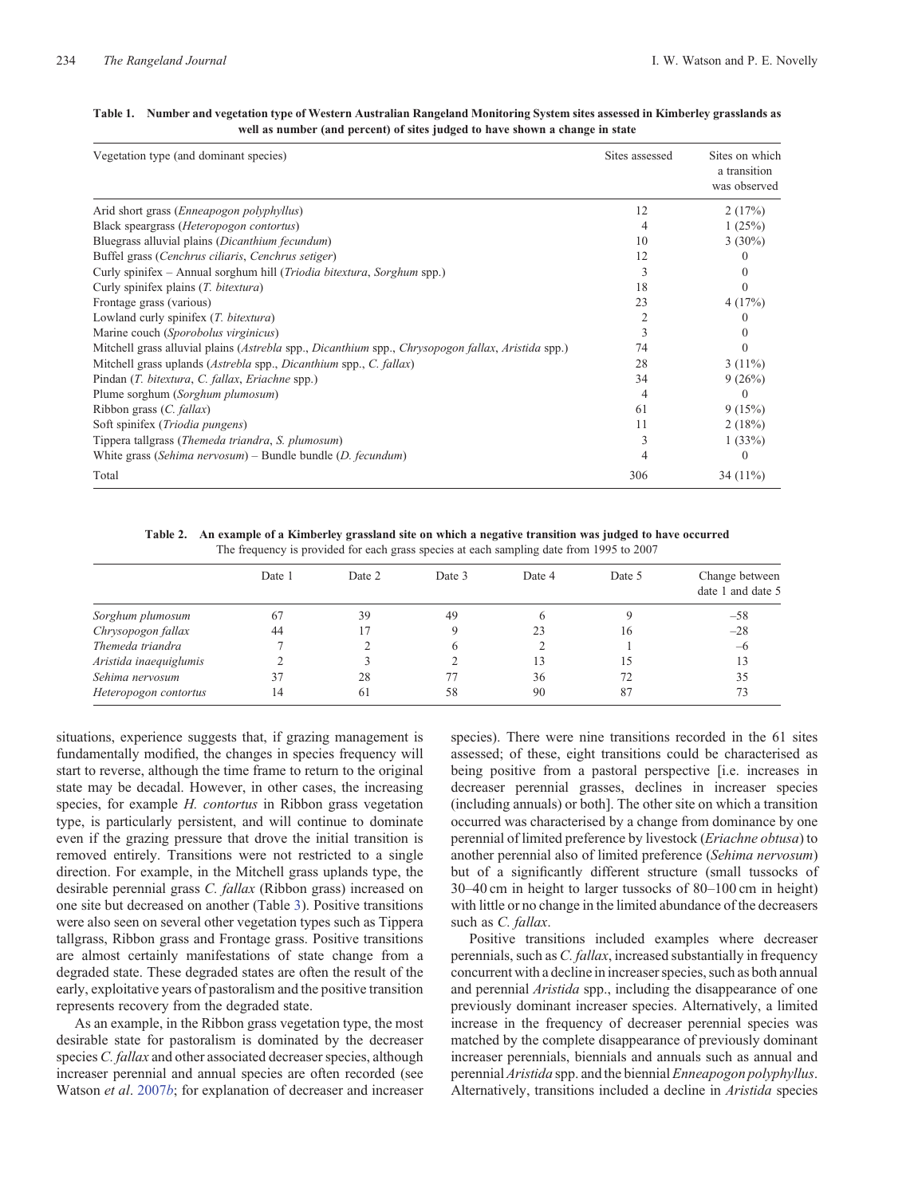**Table 1. Number and vegetation type of Western Australian Rangeland Monitoring System sites assessed in Kimberley grasslands as well as number (and percent) of sites judged to have shown a change in state**

| Vegetation type (and dominant species) | Sites assessed | Sites on which a transition was observed |
|---|---|---|
| Arid short grass (*Enneapogon polyphyllus*) | 12 | 2 (17%) |
| Black speargrass (*Heteropogon contortus*) | 4 | 1 (25%) |
| Bluegrass alluvial plains (*Dicanthium fecundum*) | 10 | 3 (30%) |
| Buffel grass (*Cenchrus ciliaris*, *Cenchrus setiger*) | 12 | 0 |
| Curly spinifex – Annual sorghum hill (*Triodia bitextura*, *Sorghum* spp.) | 3 | 0 |
| Curly spinifex plains (*T. bitextura*) | 18 | 0 |
| Frontage grass (various) | 23 | 4 (17%) |
| Lowland curly spinifex (*T. bitextura*) | 2 | 0 |
| Marine couch (*Sporobolus virginicus*) | 3 | 0 |
| Mitchell grass alluvial plains (*Astrebla* spp., *Dicanthium* spp., *Chrysopogon fallax*, *Aristida* spp.) | 74 | 0 |
| Mitchell grass uplands (*Astrebla* spp., *Dicanthium* spp., *C. fallax*) | 28 | 3 (11%) |
| Pindan (*T. bitextura*, *C. fallax*, *Eriachne* spp.) | 34 | 9 (26%) |
| Plume sorghum (*Sorghum plumosum*) | 4 | 0 |
| Ribbon grass (*C. fallax*) | 61 | 9 (15%) |
| Soft spinifex (*Triodia pungens*) | 11 | 2 (18%) |
| Tippera tallgrass (*Themeda triandra*, *S. plumosum*) | 3 | 1 (33%) |
| White grass (*Sehima nervosum*) – Bundle bundle (*D. fecundum*) | 4 | 0 |
| Total | 306 | 34 (11%) |

**Table 2. An example of a Kimberley grassland site on which a negative transition was judged to have occurred**
The frequency is provided for each grass species at each sampling date from 1995 to 2007

| | Date 1 | Date 2 | Date 3 | Date 4 | Date 5 | Change between date 1 and date 5 |
|---|---|---|---|---|---|---|
| *Sorghum plumosum* | 67 | 39 | 49 | 6 | 9 | –58 |
| *Chrysopogon fallax* | 44 | 17 | 9 | 23 | 16 | –28 |
| *Themeda triandra* | 7 | 2 | 6 | 2 | 1 | –6 |
| *Aristida inaequiglumis* | 2 | 3 | 2 | 13 | 15 | 13 |
| *Sehima nervosum* | 37 | 28 | 77 | 36 | 72 | 35 |
| *Heteropogon contortus* | 14 | 61 | 58 | 90 | 87 | 73 |

situations, experience suggests that, if grazing management is fundamentally modified, the changes in species frequency will start to reverse, although the time frame to return to the original state may be decadal. However, in other cases, the increasing species, for example *H. contortus* in Ribbon grass vegetation type, is particularly persistent, and will continue to dominate even if the grazing pressure that drove the initial transition is removed entirely. Transitions were not restricted to a single direction. For example, in the Mitchell grass uplands type, the desirable perennial grass *C. fallax* (Ribbon grass) increased on one site but decreased on another (Table 3). Positive transitions were also seen on several other vegetation types such as Tippera tallgrass, Ribbon grass and Frontage grass. Positive transitions are almost certainly manifestations of state change from a degraded state. These degraded states are often the result of the early, exploitative years of pastoralism and the positive transition represents recovery from the degraded state.

As an example, in the Ribbon grass vegetation type, the most desirable state for pastoralism is dominated by the decreaser species *C. fallax* and other associated decreaser species, although increaser perennial and annual species are often recorded (see Watson *et al*. 2007*b*; for explanation of decreaser and increaser species). There were nine transitions recorded in the 61 sites assessed; of these, eight transitions could be characterised as being positive from a pastoral perspective [i.e. increases in decreaser perennial grasses, declines in increaser species (including annuals) or both]. The other site on which a transition occurred was characterised by a change from dominance by one perennial of limited preference by livestock (*Eriachne obtusa*) to another perennial also of limited preference (*Sehima nervosum*) but of a significantly different structure (small tussocks of 30–40 cm in height to larger tussocks of 80–100 cm in height) with little or no change in the limited abundance of the decreasers such as *C. fallax*.

Positive transitions included examples where decreaser perennials, such as *C. fallax*, increased substantially in frequency concurrent with a decline in increaser species, such as both annual and perennial *Aristida* spp., including the disappearance of one previously dominant increaser species. Alternatively, a limited increase in the frequency of decreaser perennial species was matched by the complete disappearance of previously dominant increaser perennials, biennials and annuals such as annual and perennial *Aristida* spp. and the biennial *Enneapogon polyphyllus*. Alternatively, transitions included a decline in *Aristida* species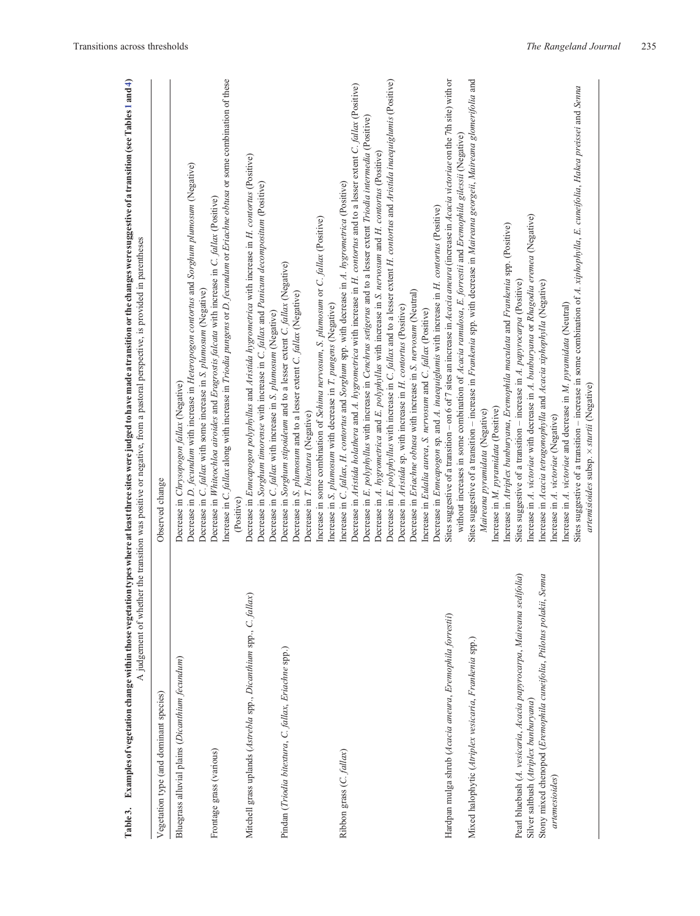**Table 3. Examples of vegetation change within those vegetation types where at least three sites were judged to have made a transition or the changes were suggestive of a transition (see Tables 1 and 4)**

A judgement of whether the transition was positive or negative, from a pastoral perspective, is provided in parentheses

| Vegetation type (and dominant species) | Observed change |
|---|---|
| Bluegrass alluvial plains (*Dicanthium fecundum*) | Decrease in *Chrysopogon fallax* (Negative) |
| | Decrease in *D. fecundum* with increase in *Heteropogon contortus* and *Sorghum plumosum* (Negative) |
| | Decrease in *C. fallax* with some increase in *S. plumosum* (Negative) |
| Frontage grass (various) | Decrease in *Whiteochloa airoides* and *Eragrostis falcata* with increase in *C. fallax* (Positive) |
| | Increase in *C. fallax* along with increase in *Triodia pungens* or *D. fecundum* or *Eriachne obtusa* or some combination of these (Positive) |
| Mitchell grass uplands (*Astrebla* spp., *Dicanthium* spp., *C. fallax*) | Decrease in *Enneapogon polyphyllus* and *Aristida hygrometrica* with increase in *H. contortus* (Positive) |
| | Decrease in *Sorghum timorense* with increase in *C. fallax* and *Panicum decompositum* (Positive) |
| | Decrease in *C. fallax* with increase in *S. plumosum* (Negative) |
| Pindan (*Triodia bitextura*, *C. fallax*, *Eriachne* spp.) | Decrease in *Sorghum stipoideum* and to a lesser extent *C. fallax* (Negative) |
| | Decrease in *S. plumosum* and to a lesser extent *C. fallax* (Negative) |
| | Decrease in *T. bitextura* (Negative) |
| | Increase in some combination of *Sehima nervosum*, *S. plumosum* or *C. fallax* (Positive) |
| | Increase in *S. plumosum* with decrease in *T. pungens* (Negative) |
| Ribbon grass (*C. fallax*) | Increase in *C. fallax*, *H. contortus* and *Sorghum* spp. with decrease in *A. hygrometrica* (Positive) |
| | Decrease in *Aristida holathera* and *A. hygrometrica* with increase in *H. contortus* and to a lesser extent *C. fallax* (Positive) |
| | Decrease in *E. polyphyllus* with increase in *Cenchrus setigerus* and to a lesser extent *Triodia intermedia* (Positive) |
| | Decrease in *A. hygrometrica* and *E. polyphyllus* with increase in *S. nervosum* and *H. contortus* (Positive) |
| | Decrease in *E. polyphyllus* with increase in *C. fallax* and to a lesser extent *H. contortus* and *Aristida inaequiglumis* (Positive) |
| | Decrease in *Aristida* sp. with increase in *H. contortus* (Positive) |
| | Decrease in *Eriachne obtusa* with increase in *S. nervosum* (Neutral) |
| | Increase in *Eulalia aurea*, *S. nervosum* and *C. fallax* (Positive) |
| | Decrease in *Enneapogon* sp. and *A. inaequiglumis* with increase in *H. contortus* (Positive) |
| Hardpan mulga shrub (*Acacia aneura*, *Eremophila forrestii*) | Sites suggestive of a transition – on 6 of 7 sites an increase in *Acacia aneura* (increase in *Acacia victoriae* on the 7th site) with or without increases in some combination of *Acacia ramulosa*, *E. forrestii* and *Eremophila gilessii* (Negative) |
| Mixed halophytic (*Atriplex vesicaria*, *Frankenia* spp.) | Sites suggestive of a transition – increase in *Frankenia* spp. with decrease in *Maireana georgeii*, *Maireana glomerifolia* and *Maireana pyramidata* (Negative) |
| | Increase in *M. pyramidata* (Positive) |
| | Increase in *Atriplex bunburyana*, *Eremophila maculata* and *Frankenia* spp. (Positive) |
| Pearl bluebush (*A. vesicaria*, *Acacia papyrocarpa*, *Maireana sedifolia*) | Sites suggestive of a transition – increase in *A. papyrocarpa* (Positive) |
| Silver saltbush (*Atriplex bunburyana*) | Increase in *A. victoriae* with decrease in *A. bunburyana* or *Rhagodia eremea* (Negative) |
| Stony mixed chenopod (*Eremophila cuneifolia*, *Ptilotus polakii*, *Senna artemisioides*) | Increase in *Acacia tetragonophylla* and *Acacia xiphophylla* (Negative) |
| | Increase in *A. victoriae* (Negative) |
| | Increase in *A. victoriae* and decrease in *M. pyramidata* (Neutral) |
| | Sites suggestive of a transition – increase in some combination of *A. xiphophylla*, *E. cuneifolia*, *Hakea preissei* and *Senna artemisioides* subsp. × *sturtii* (Negative) |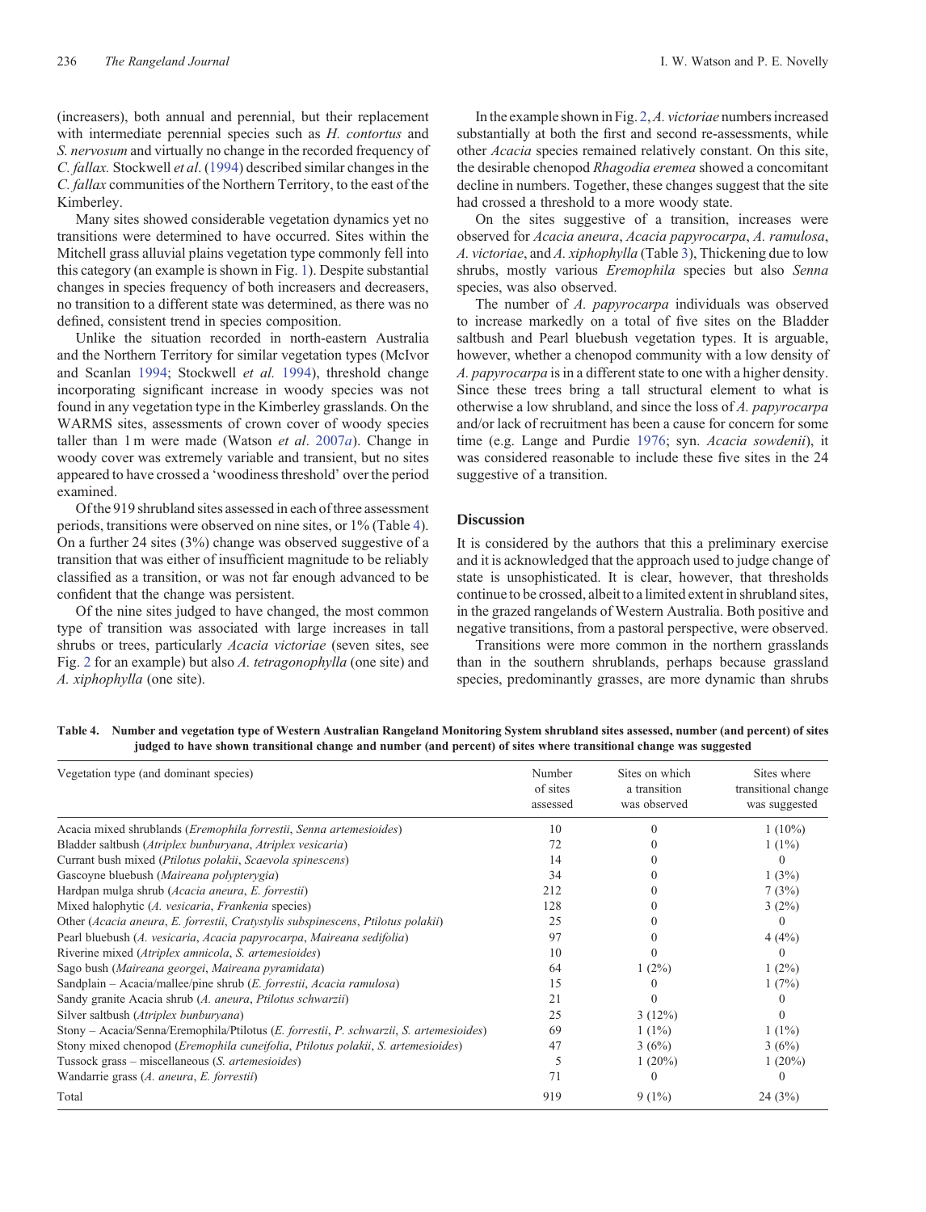(increasers), both annual and perennial, but their replacement with intermediate perennial species such as *H. contortus* and *S. nervosum* and virtually no change in the recorded frequency of *C. fallax*. Stockwell *et al*. (1994) described similar changes in the *C. fallax* communities of the Northern Territory, to the east of the Kimberley.

Many sites showed considerable vegetation dynamics yet no transitions were determined to have occurred. Sites within the Mitchell grass alluvial plains vegetation type commonly fell into this category (an example is shown in Fig. 1). Despite substantial changes in species frequency of both increasers and decreasers, no transition to a different state was determined, as there was no defined, consistent trend in species composition.

Unlike the situation recorded in north-eastern Australia and the Northern Territory for similar vegetation types (McIvor and Scanlan 1994; Stockwell *et al.* 1994), threshold change incorporating significant increase in woody species was not found in any vegetation type in the Kimberley grasslands. On the WARMS sites, assessments of crown cover of woody species taller than 1 m were made (Watson *et al*. 2007*a*). Change in woody cover was extremely variable and transient, but no sites appeared to have crossed a 'woodiness threshold' over the period examined.

Of the 919 shrubland sites assessed in each of three assessment periods, transitions were observed on nine sites, or 1% (Table 4). On a further 24 sites (3%) change was observed suggestive of a transition that was either of insufficient magnitude to be reliably classified as a transition, or was not far enough advanced to be confident that the change was persistent.

Of the nine sites judged to have changed, the most common type of transition was associated with large increases in tall shrubs or trees, particularly *Acacia victoriae* (seven sites, see Fig. 2 for an example) but also *A. tetragonophylla* (one site) and *A. xiphophylla* (one site).

In the example shown in Fig. 2, *A. victoriae* numbers increased substantially at both the first and second re-assessments, while other *Acacia* species remained relatively constant. On this site, the desirable chenopod *Rhagodia eremea* showed a concomitant decline in numbers. Together, these changes suggest that the site had crossed a threshold to a more woody state.

On the sites suggestive of a transition, increases were observed for *Acacia aneura*, *Acacia papyrocarpa*, *A. ramulosa*, *A. victoriae*, and *A. xiphophylla* (Table 3), Thickening due to low shrubs, mostly various *Eremophila* species but also *Senna* species, was also observed.

The number of *A. papyrocarpa* individuals was observed to increase markedly on a total of five sites on the Bladder saltbush and Pearl bluebush vegetation types. It is arguable, however, whether a chenopod community with a low density of *A. papyrocarpa* is in a different state to one with a higher density. Since these trees bring a tall structural element to what is otherwise a low shrubland, and since the loss of *A. papyrocarpa* and/or lack of recruitment has been a cause for concern for some time (e.g. Lange and Purdie 1976; syn. *Acacia sowdenii*), it was considered reasonable to include these five sites in the 24 suggestive of a transition.

## Discussion

It is considered by the authors that this a preliminary exercise and it is acknowledged that the approach used to judge change of state is unsophisticated. It is clear, however, that thresholds continue to be crossed, albeit to a limited extent in shrubland sites, in the grazed rangelands of Western Australia. Both positive and negative transitions, from a pastoral perspective, were observed.

Transitions were more common in the northern grasslands than in the southern shrublands, perhaps because grassland species, predominantly grasses, are more dynamic than shrubs

**Table 4. Number and vegetation type of Western Australian Rangeland Monitoring System shrubland sites assessed, number (and percent) of sites judged to have shown transitional change and number (and percent) of sites where transitional change was suggested**

| Vegetation type (and dominant species) | Number of sites assessed | Sites on which a transition was observed | Sites where transitional change was suggested |
|---|---|---|---|
| Acacia mixed shrublands (*Eremophila forrestii*, *Senna artemesioides*) | 10 | 0 | 1 (10%) |
| Bladder saltbush (*Atriplex bunburyana*, *Atriplex vesicaria*) | 72 | 0 | 1 (1%) |
| Currant bush mixed (*Ptilotus polakii*, *Scaevola spinescens*) | 14 | 0 | 0 |
| Gascoyne bluebush (*Maireana polypterygia*) | 34 | 0 | 1 (3%) |
| Hardpan mulga shrub (*Acacia aneura*, *E. forrestii*) | 212 | 0 | 7 (3%) |
| Mixed halophytic (*A. vesicaria*, *Frankenia* species) | 128 | 0 | 3 (2%) |
| Other (*Acacia aneura*, *E. forrestii*, *Cratystylis subspinescens*, *Ptilotus polakii*) | 25 | 0 | 0 |
| Pearl bluebush (*A. vesicaria*, *Acacia papyrocarpa*, *Maireana sedifolia*) | 97 | 0 | 4 (4%) |
| Riverine mixed (*Atriplex amnicola*, *S. artemesioides*) | 10 | 0 | 0 |
| Sago bush (*Maireana georgei*, *Maireana pyramidata*) | 64 | 1 (2%) | 1 (2%) |
| Sandplain – Acacia/mallee/pine shrub (*E. forrestii*, *Acacia ramulosa*) | 15 | 0 | 1 (7%) |
| Sandy granite Acacia shrub (*A. aneura*, *Ptilotus schwarzii*) | 21 | 0 | 0 |
| Silver saltbush (*Atriplex bunburyana*) | 25 | 3 (12%) | 0 |
| Stony – Acacia/Senna/Eremophila/Ptilotus (*E. forrestii*, *P. schwarzii*, *S. artemesioides*) | 69 | 1 (1%) | 1 (1%) |
| Stony mixed chenopod (*Eremophila cuneifolia*, *Ptilotus polakii*, *S. artemesioides*) | 47 | 3 (6%) | 3 (6%) |
| Tussock grass – miscellaneous (*S. artemesioides*) | 5 | 1 (20%) | 1 (20%) |
| Wandarrie grass (*A. aneura*, *E. forrestii*) | 71 | 0 | 0 |
| Total | 919 | 9 (1%) | 24 (3%) |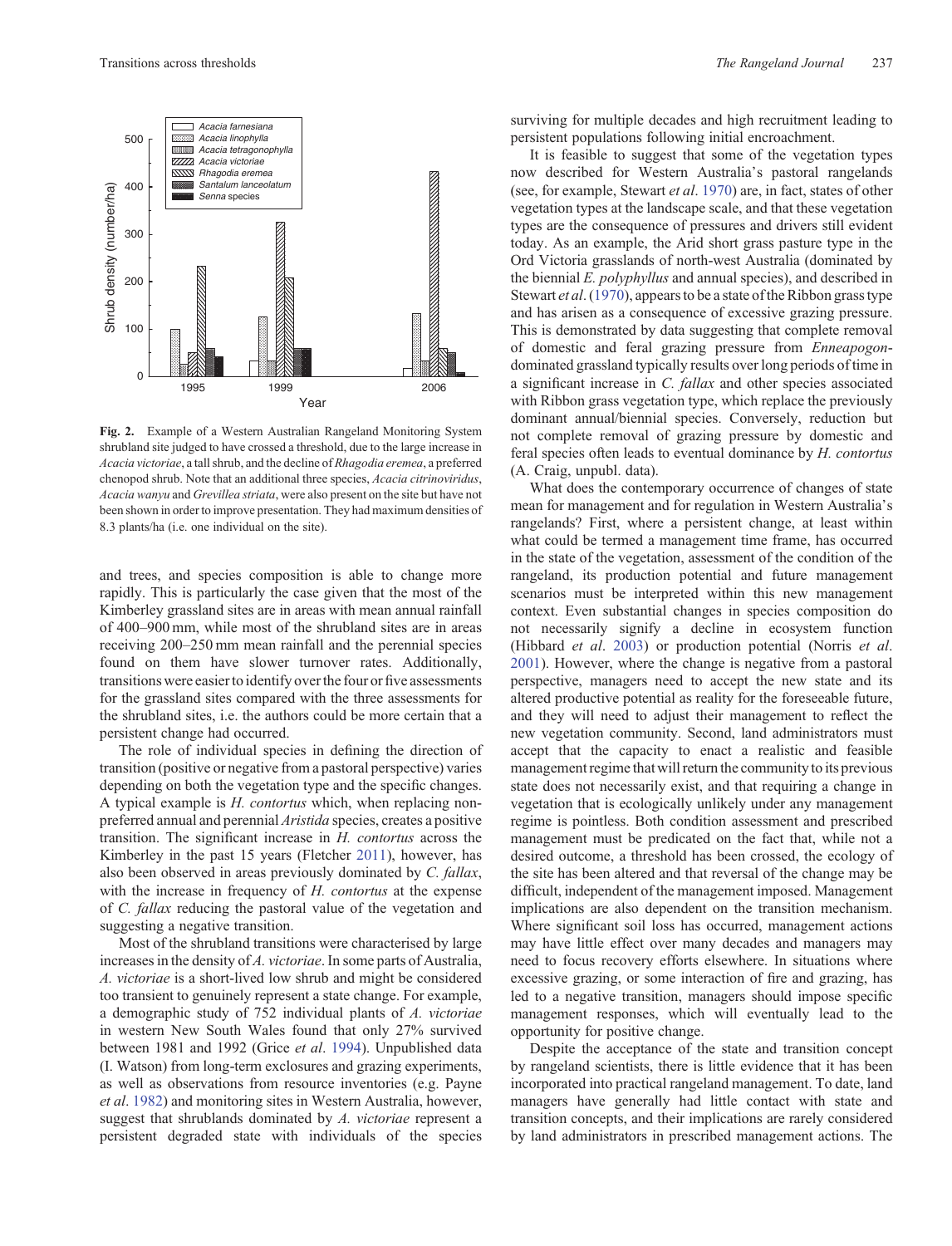**Fig. 2.** Example of a Western Australian Rangeland Monitoring System shrubland site judged to have crossed a threshold, due to the large increase in *Acacia victoriae*, a tall shrub, and the decline of *Rhagodia eremea*, a preferred chenopod shrub. Note that an additional three species, *Acacia citrinoviridus*, *Acacia wanyu* and *Grevillea striata*, were also present on the site but have not been shown in order to improve presentation. They had maximum densities of 8.3 plants/ha (i.e. one individual on the site).

and trees, and species composition is able to change more rapidly. This is particularly the case given that the most of the Kimberley grassland sites are in areas with mean annual rainfall of 400–900 mm, while most of the shrubland sites are in areas receiving 200–250 mm mean rainfall and the perennial species found on them have slower turnover rates. Additionally, transitions were easier to identify over the four or five assessments for the grassland sites compared with the three assessments for the shrubland sites, i.e. the authors could be more certain that a persistent change had occurred.

The role of individual species in defining the direction of transition (positive or negative from a pastoral perspective) varies depending on both the vegetation type and the specific changes. A typical example is *H. contortus* which, when replacing non-preferred annual and perennial *Aristida* species, creates a positive transition. The significant increase in *H. contortus* across the Kimberley in the past 15 years (Fletcher 2011), however, has also been observed in areas previously dominated by *C. fallax*, with the increase in frequency of *H. contortus* at the expense of *C. fallax* reducing the pastoral value of the vegetation and suggesting a negative transition.

Most of the shrubland transitions were characterised by large increases in the density of *A. victoriae*. In some parts of Australia, *A. victoriae* is a short-lived low shrub and might be considered too transient to genuinely represent a state change. For example, a demographic study of 752 individual plants of *A. victoriae* in western New South Wales found that only 27% survived between 1981 and 1992 (Grice *et al*. 1994). Unpublished data (I. Watson) from long-term exclosures and grazing experiments, as well as observations from resource inventories (e.g. Payne *et al*. 1982) and monitoring sites in Western Australia, however, suggest that shrublands dominated by *A. victoriae* represent a persistent degraded state with individuals of the species surviving for multiple decades and high recruitment leading to persistent populations following initial encroachment.

It is feasible to suggest that some of the vegetation types now described for Western Australia's pastoral rangelands (see, for example, Stewart *et al*. 1970) are, in fact, states of other vegetation types at the landscape scale, and that these vegetation types are the consequence of pressures and drivers still evident today. As an example, the Arid short grass pasture type in the Ord Victoria grasslands of north-west Australia (dominated by the biennial *E. polyphyllus* and annual species), and described in Stewart *et al*. (1970), appears to be a state of the Ribbon grass type and has arisen as a consequence of excessive grazing pressure. This is demonstrated by data suggesting that complete removal of domestic and feral grazing pressure from *Enneapogon*-dominated grassland typically results over long periods of time in a significant increase in *C. fallax* and other species associated with Ribbon grass vegetation type, which replace the previously dominant annual/biennial species. Conversely, reduction but not complete removal of grazing pressure by domestic and feral species often leads to eventual dominance by *H. contortus* (A. Craig, unpubl. data).

What does the contemporary occurrence of changes of state mean for management and for regulation in Western Australia's rangelands? First, where a persistent change, at least within what could be termed a management time frame, has occurred in the state of the vegetation, assessment of the condition of the rangeland, its production potential and future management scenarios must be interpreted within this new management context. Even substantial changes in species composition do not necessarily signify a decline in ecosystem function (Hibbard *et al*. 2003) or production potential (Norris *et al*. 2001). However, where the change is negative from a pastoral perspective, managers need to accept the new state and its altered productive potential as reality for the foreseeable future, and they will need to adjust their management to reflect the new vegetation community. Second, land administrators must accept that the capacity to enact a realistic and feasible management regime that will return the community to its previous state does not necessarily exist, and that requiring a change in vegetation that is ecologically unlikely under any management regime is pointless. Both condition assessment and prescribed management must be predicated on the fact that, while not a desired outcome, a threshold has been crossed, the ecology of the site has been altered and that reversal of the change may be difficult, independent of the management imposed. Management implications are also dependent on the transition mechanism. Where significant soil loss has occurred, management actions may have little effect over many decades and managers may need to focus recovery efforts elsewhere. In situations where excessive grazing, or some interaction of fire and grazing, has led to a negative transition, managers should impose specific management responses, which will eventually lead to the opportunity for positive change.

Despite the acceptance of the state and transition concept by rangeland scientists, there is little evidence that it has been incorporated into practical rangeland management. To date, land managers have generally had little contact with state and transition concepts, and their implications are rarely considered by land administrators in prescribed management actions. The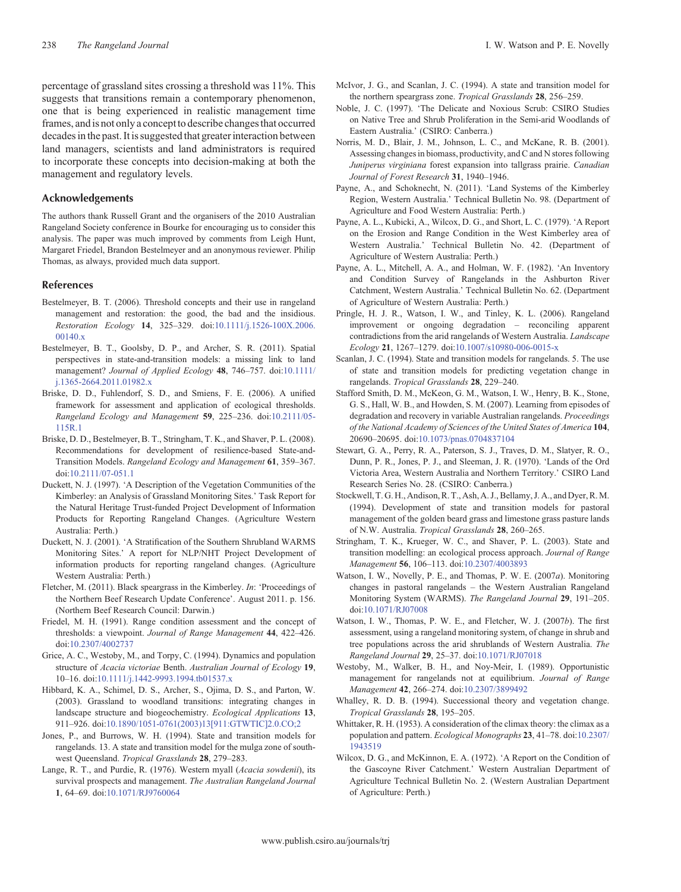percentage of grassland sites crossing a threshold was 11%. This suggests that transitions remain a contemporary phenomenon, one that is being experienced in realistic management time frames, and is not only a concept to describe changes that occurred decades in the past. It is suggested that greater interaction between land managers, scientists and land administrators is required to incorporate these concepts into decision-making at both the management and regulatory levels.

## Acknowledgements

The authors thank Russell Grant and the organisers of the 2010 Australian Rangeland Society conference in Bourke for encouraging us to consider this analysis. The paper was much improved by comments from Leigh Hunt, Margaret Friedel, Brandon Bestelmeyer and an anonymous reviewer. Philip Thomas, as always, provided much data support.

## References

Bestelmeyer, B. T. (2006). Threshold concepts and their use in rangeland management and restoration: the good, the bad and the insidious. *Restoration Ecology* **14**, 325–329. doi:10.1111/j.1526-100X.2006.00140.x

Bestelmeyer, B. T., Goolsby, D. P., and Archer, S. R. (2011). Spatial perspectives in state-and-transition models: a missing link to land management? *Journal of Applied Ecology* **48**, 746–757. doi:10.1111/j.1365-2664.2011.01982.x

Briske, D. D., Fuhlendorf, S. D., and Smiens, F. E. (2006). A unified framework for assessment and application of ecological thresholds. *Rangeland Ecology and Management* **59**, 225–236. doi:10.2111/05-115R.1

Briske, D. D., Bestelmeyer, B. T., Stringham, T. K., and Shaver, P. L. (2008). Recommendations for development of resilience-based State-and-Transition Models. *Rangeland Ecology and Management* **61**, 359–367. doi:10.2111/07-051.1

Duckett, N. J. (1997). 'A Description of the Vegetation Communities of the Kimberley: an Analysis of Grassland Monitoring Sites.' Task Report for the Natural Heritage Trust-funded Project Development of Information Products for Reporting Rangeland Changes. (Agriculture Western Australia: Perth.)

Duckett, N. J. (2001). 'A Stratification of the Southern Shrubland WARMS Monitoring Sites.' A report for NLP/NHT Project Development of information products for reporting rangeland changes. (Agriculture Western Australia: Perth.)

Fletcher, M. (2011). Black speargrass in the Kimberley. *In*: 'Proceedings of the Northern Beef Research Update Conference'. August 2011. p. 156. (Northern Beef Research Council: Darwin.)

Friedel, M. H. (1991). Range condition assessment and the concept of thresholds: a viewpoint. *Journal of Range Management* **44**, 422–426. doi:10.2307/4002737

Grice, A. C., Westoby, M., and Torpy, C. (1994). Dynamics and population structure of *Acacia victoriae* Benth. *Australian Journal of Ecology* **19**, 10–16. doi:10.1111/j.1442-9993.1994.tb01537.x

Hibbard, K. A., Schimel, D. S., Archer, S., Ojima, D. S., and Parton, W. (2003). Grassland to woodland transitions: integrating changes in landscape structure and biogeochemistry. *Ecological Applications* **13**, 911–926. doi:10.1890/1051-0761(2003)13[911:GTWTIC]2.0.CO;2

Jones, P., and Burrows, W. H. (1994). State and transition models for rangelands. 13. A state and transition model for the mulga zone of south-west Queensland. *Tropical Grasslands* **28**, 279–283.

Lange, R. T., and Purdie, R. (1976). Western myall (*Acacia sowdenii*), its survival prospects and management. *The Australian Rangeland Journal* **1**, 64–69. doi:10.1071/RJ9760064

McIvor, J. G., and Scanlan, J. C. (1994). A state and transition model for the northern speargrass zone. *Tropical Grasslands* **28**, 256–259.

Noble, J. C. (1997). 'The Delicate and Noxious Scrub: CSIRO Studies on Native Tree and Shrub Proliferation in the Semi-arid Woodlands of Eastern Australia.' (CSIRO: Canberra.)

Norris, M. D., Blair, J. M., Johnson, L. C., and McKane, R. B. (2001). Assessing changes in biomass, productivity, and C and N stores following *Juniperus virginiana* forest expansion into tallgrass prairie. *Canadian Journal of Forest Research* **31**, 1940–1946.

Payne, A., and Schoknecht, N. (2011). 'Land Systems of the Kimberley Region, Western Australia.' Technical Bulletin No. 98. (Department of Agriculture and Food Western Australia: Perth.)

Payne, A. L., Kubicki, A., Wilcox, D. G., and Short, L. C. (1979). 'A Report on the Erosion and Range Condition in the West Kimberley area of Western Australia.' Technical Bulletin No. 42. (Department of Agriculture of Western Australia: Perth.)

Payne, A. L., Mitchell, A. A., and Holman, W. F. (1982). 'An Inventory and Condition Survey of Rangelands in the Ashburton River Catchment, Western Australia.' Technical Bulletin No. 62. (Department of Agriculture of Western Australia: Perth.)

Pringle, H. J. R., Watson, I. W., and Tinley, K. L. (2006). Rangeland improvement or ongoing degradation – reconciling apparent contradictions from the arid rangelands of Western Australia. *Landscape Ecology* **21**, 1267–1279. doi:10.1007/s10980-006-0015-x

Scanlan, J. C. (1994). State and transition models for rangelands. 5. The use of state and transition models for predicting vegetation change in rangelands. *Tropical Grasslands* **28**, 229–240.

Stafford Smith, D. M., McKeon, G. M., Watson, I. W., Henry, B. K., Stone, G. S., Hall, W. B., and Howden, S. M. (2007). Learning from episodes of degradation and recovery in variable Australian rangelands. *Proceedings of the National Academy of Sciences of the United States of America* **104**, 20690–20695. doi:10.1073/pnas.0704837104

Stewart, G. A., Perry, R. A., Paterson, S. J., Traves, D. M., Slatyer, R. O., Dunn, P. R., Jones, P. J., and Sleeman, J. R. (1970). 'Lands of the Ord Victoria Area, Western Australia and Northern Territory.' CSIRO Land Research Series No. 28. (CSIRO: Canberra.)

Stockwell, T. G. H., Andison, R. T., Ash, A. J., Bellamy, J. A., and Dyer, R. M. (1994). Development of state and transition models for pastoral management of the golden beard grass and limestone grass pasture lands of N.W. Australia. *Tropical Grasslands* **28**, 260–265.

Stringham, T. K., Krueger, W. C., and Shaver, P. L. (2003). State and transition modelling: an ecological process approach. *Journal of Range Management* **56**, 106–113. doi:10.2307/4003893

Watson, I. W., Novelly, P. E., and Thomas, P. W. E. (2007*a*). Monitoring changes in pastoral rangelands – the Western Australian Rangeland Monitoring System (WARMS). *The Rangeland Journal* **29**, 191–205. doi:10.1071/RJ07008

Watson, I. W., Thomas, P. W. E., and Fletcher, W. J. (2007*b*). The first assessment, using a rangeland monitoring system, of change in shrub and tree populations across the arid shrublands of Western Australia. *The Rangeland Journal* **29**, 25–37. doi:10.1071/RJ07018

Westoby, M., Walker, B. H., and Noy-Meir, I. (1989). Opportunistic management for rangelands not at equilibrium. *Journal of Range Management* **42**, 266–274. doi:10.2307/3899492

Whalley, R. D. B. (1994). Successional theory and vegetation change. *Tropical Grasslands* **28**, 195–205.

Whittaker, R. H. (1953). A consideration of the climax theory: the climax as a population and pattern. *Ecological Monographs* **23**, 41–78. doi:10.2307/1943519

Wilcox, D. G., and McKinnon, E. A. (1972). 'A Report on the Condition of the Gascoyne River Catchment.' Western Australian Department of Agriculture Technical Bulletin No. 2. (Western Australian Department of Agriculture: Perth.)